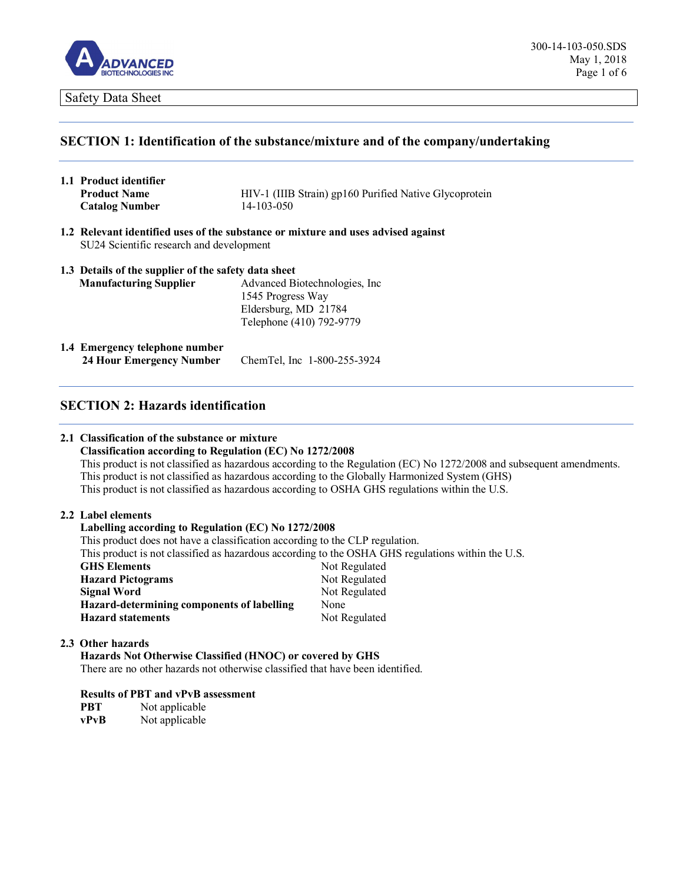Safety Data Sheet

## SECTION 1: Identification of the substance/mixture and of the company/undertaking

**1.1 Product identifier**

| | |
|---|---|
| **Product Name** | HIV-1 (IIIB Strain) gp160 Purified Native Glycoprotein |
| **Catalog Number** | 14-103-050 |

**1.2 Relevant identified uses of the substance or mixture and uses advised against**

SU24 Scientific research and development

**1.3 Details of the supplier of the safety data sheet**

| | |
|---|---|
| **Manufacturing Supplier** | Advanced Biotechnologies, Inc<br>1545 Progress Way<br>Eldersburg, MD 21784<br>Telephone (410) 792-9779 |

**1.4 Emergency telephone number**

| | |
|---|---|
| **24 Hour Emergency Number** | ChemTel, Inc 1-800-255-3924 |

## SECTION 2: Hazards identification

**2.1 Classification of the substance or mixture**

**Classification according to Regulation (EC) No 1272/2008**

This product is not classified as hazardous according to the Regulation (EC) No 1272/2008 and subsequent amendments.
This product is not classified as hazardous according to the Globally Harmonized System (GHS)
This product is not classified as hazardous according to OSHA GHS regulations within the U.S.

**2.2 Label elements**

**Labelling according to Regulation (EC) No 1272/2008**

This product does not have a classification according to the CLP regulation.
This product is not classified as hazardous according to the OSHA GHS regulations within the U.S.

| | |
|---|---|
| **GHS Elements** | Not Regulated |
| **Hazard Pictograms** | Not Regulated |
| **Signal Word** | Not Regulated |
| **Hazard-determining components of labelling** | None |
| **Hazard statements** | Not Regulated |

**2.3 Other hazards**

**Hazards Not Otherwise Classified (HNOC) or covered by GHS**

There are no other hazards not otherwise classified that have been identified.

**Results of PBT and vPvB assessment**

| | |
|---|---|
| **PBT** | Not applicable |
| **vPvB** | Not applicable |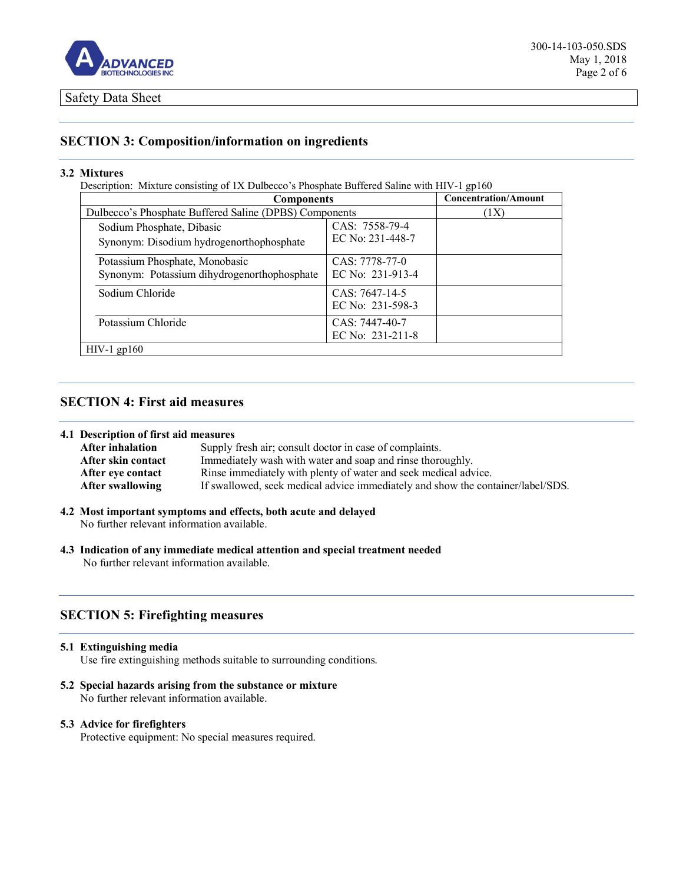Safety Data Sheet

## SECTION 3: Composition/information on ingredients

### 3.2 Mixtures

Description: Mixture consisting of 1X Dulbecco's Phosphate Buffered Saline with HIV-1 gp160

| Components | | Concentration/Amount |
|---|---|---|
| Dulbecco's Phosphate Buffered Saline (DPBS) Components | | (1X) |
| Sodium Phosphate, Dibasic<br>Synonym: Disodium hydrogenorthophosphate | CAS: 7558-79-4<br>EC No: 231-448-7 | |
| Potassium Phosphate, Monobasic<br>Synonym: Potassium dihydrogenorthophosphate | CAS: 7778-77-0<br>EC No: 231-913-4 | |
| Sodium Chloride | CAS: 7647-14-5<br>EC No: 231-598-3 | |
| Potassium Chloride | CAS: 7447-40-7<br>EC No: 231-211-8 | |
| HIV-1 gp160 | | |

## SECTION 4: First aid measures

### 4.1 Description of first aid measures

**After inhalation** Supply fresh air; consult doctor in case of complaints.
**After skin contact** Immediately wash with water and soap and rinse thoroughly.
**After eye contact** Rinse immediately with plenty of water and seek medical advice.
**After swallowing** If swallowed, seek medical advice immediately and show the container/label/SDS.

### 4.2 Most important symptoms and effects, both acute and delayed

No further relevant information available.

### 4.3 Indication of any immediate medical attention and special treatment needed

No further relevant information available.

## SECTION 5: Firefighting measures

### 5.1 Extinguishing media

Use fire extinguishing methods suitable to surrounding conditions.

### 5.2 Special hazards arising from the substance or mixture

No further relevant information available.

### 5.3 Advice for firefighters

Protective equipment: No special measures required.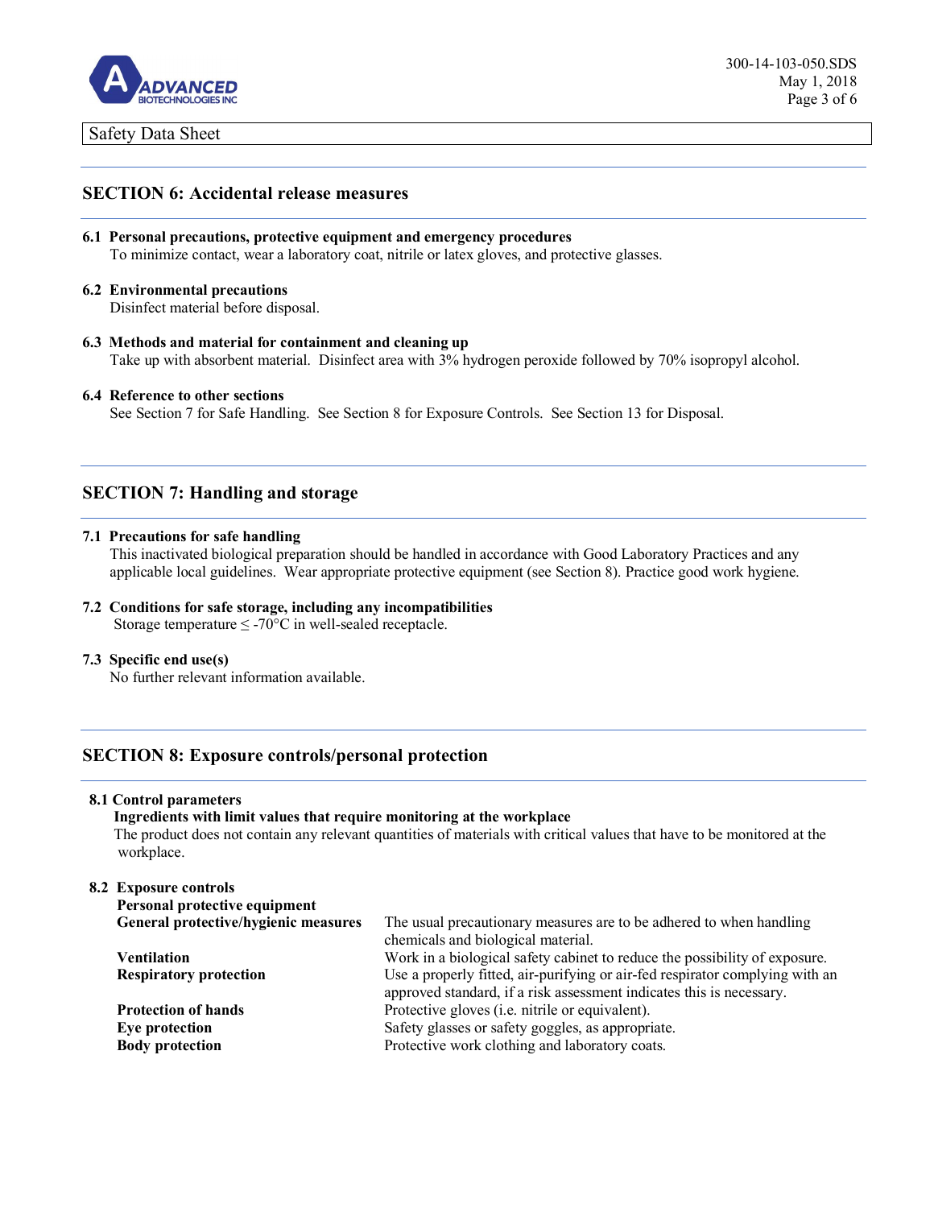## SECTION 6: Accidental release measures

**6.1 Personal precautions, protective equipment and emergency procedures**
To minimize contact, wear a laboratory coat, nitrile or latex gloves, and protective glasses.

**6.2 Environmental precautions**
Disinfect material before disposal.

**6.3 Methods and material for containment and cleaning up**
Take up with absorbent material. Disinfect area with 3% hydrogen peroxide followed by 70% isopropyl alcohol.

**6.4 Reference to other sections**
See Section 7 for Safe Handling. See Section 8 for Exposure Controls. See Section 13 for Disposal.

## SECTION 7: Handling and storage

**7.1 Precautions for safe handling**
This inactivated biological preparation should be handled in accordance with Good Laboratory Practices and any applicable local guidelines. Wear appropriate protective equipment (see Section 8). Practice good work hygiene.

**7.2 Conditions for safe storage, including any incompatibilities**
Storage temperature ≤ -70°C in well-sealed receptacle.

**7.3 Specific end use(s)**
No further relevant information available.

## SECTION 8: Exposure controls/personal protection

**8.1 Control parameters**

**Ingredients with limit values that require monitoring at the workplace**
The product does not contain any relevant quantities of materials with critical values that have to be monitored at the workplace.

**8.2 Exposure controls**

**Personal protective equipment**

| | |
|---|---|
| **General protective/hygienic measures** | The usual precautionary measures are to be adhered to when handling chemicals and biological material. |
| **Ventilation** | Work in a biological safety cabinet to reduce the possibility of exposure. |
| **Respiratory protection** | Use a properly fitted, air-purifying or air-fed respirator complying with an approved standard, if a risk assessment indicates this is necessary. |
| **Protection of hands** | Protective gloves (i.e. nitrile or equivalent). |
| **Eye protection** | Safety glasses or safety goggles, as appropriate. |
| **Body protection** | Protective work clothing and laboratory coats. |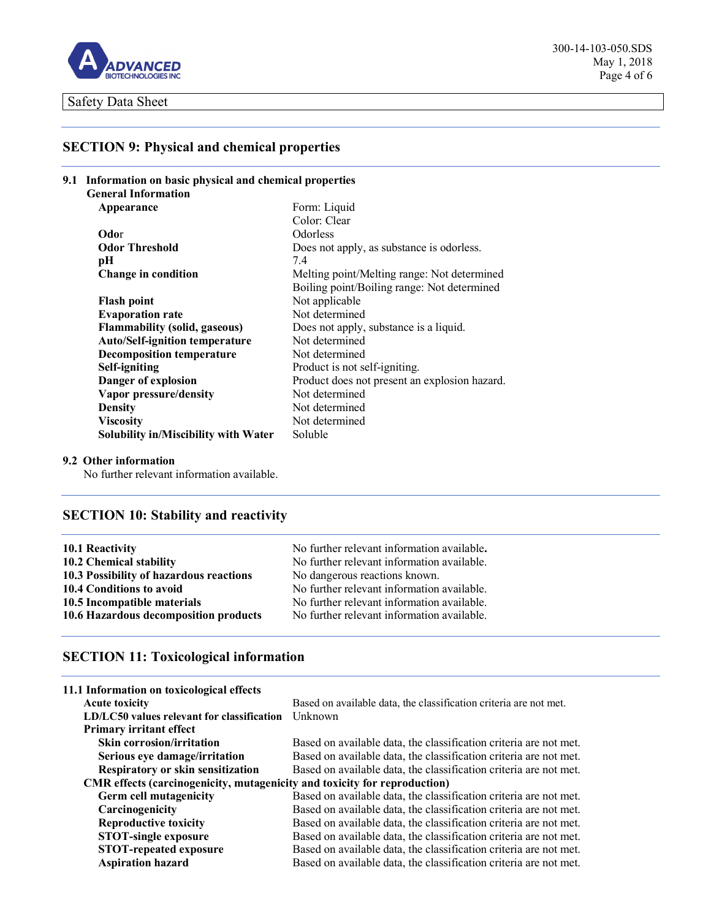## SECTION 9: Physical and chemical properties

### 9.1 Information on basic physical and chemical properties

**General Information**

| | |
|---|---|
| **Appearance** | Form: Liquid<br>Color: Clear |
| **Odor** | Odorless |
| **Odor Threshold** | Does not apply, as substance is odorless. |
| **pH** | 7.4 |
| **Change in condition** | Melting point/Melting range: Not determined<br>Boiling point/Boiling range: Not determined |
| **Flash point** | Not applicable |
| **Evaporation rate** | Not determined |
| **Flammability (solid, gaseous)** | Does not apply, substance is a liquid. |
| **Auto/Self-ignition temperature** | Not determined |
| **Decomposition temperature** | Not determined |
| **Self-igniting** | Product is not self-igniting. |
| **Danger of explosion** | Product does not present an explosion hazard. |
| **Vapor pressure/density** | Not determined |
| **Density** | Not determined |
| **Viscosity** | Not determined |
| **Solubility in/Miscibility with Water** | Soluble |

### 9.2 Other information

No further relevant information available.

## SECTION 10: Stability and reactivity

| | |
|---|---|
| **10.1 Reactivity** | No further relevant information available. |
| **10.2 Chemical stability** | No further relevant information available. |
| **10.3 Possibility of hazardous reactions** | No dangerous reactions known. |
| **10.4 Conditions to avoid** | No further relevant information available. |
| **10.5 Incompatible materials** | No further relevant information available. |
| **10.6 Hazardous decomposition products** | No further relevant information available. |

## SECTION 11: Toxicological information

### 11.1 Information on toxicological effects

| | |
|---|---|
| **Acute toxicity** | Based on available data, the classification criteria are not met. |
| **LD/LC50 values relevant for classification** | Unknown |
| **Primary irritant effect** | |
| **Skin corrosion/irritation** | Based on available data, the classification criteria are not met. |
| **Serious eye damage/irritation** | Based on available data, the classification criteria are not met. |
| **Respiratory or skin sensitization** | Based on available data, the classification criteria are not met. |
| **CMR effects (carcinogenicity, mutagenicity and toxicity for reproduction)** | |
| **Germ cell mutagenicity** | Based on available data, the classification criteria are not met. |
| **Carcinogenicity** | Based on available data, the classification criteria are not met. |
| **Reproductive toxicity** | Based on available data, the classification criteria are not met. |
| **STOT-single exposure** | Based on available data, the classification criteria are not met. |
| **STOT-repeated exposure** | Based on available data, the classification criteria are not met. |
| **Aspiration hazard** | Based on available data, the classification criteria are not met. |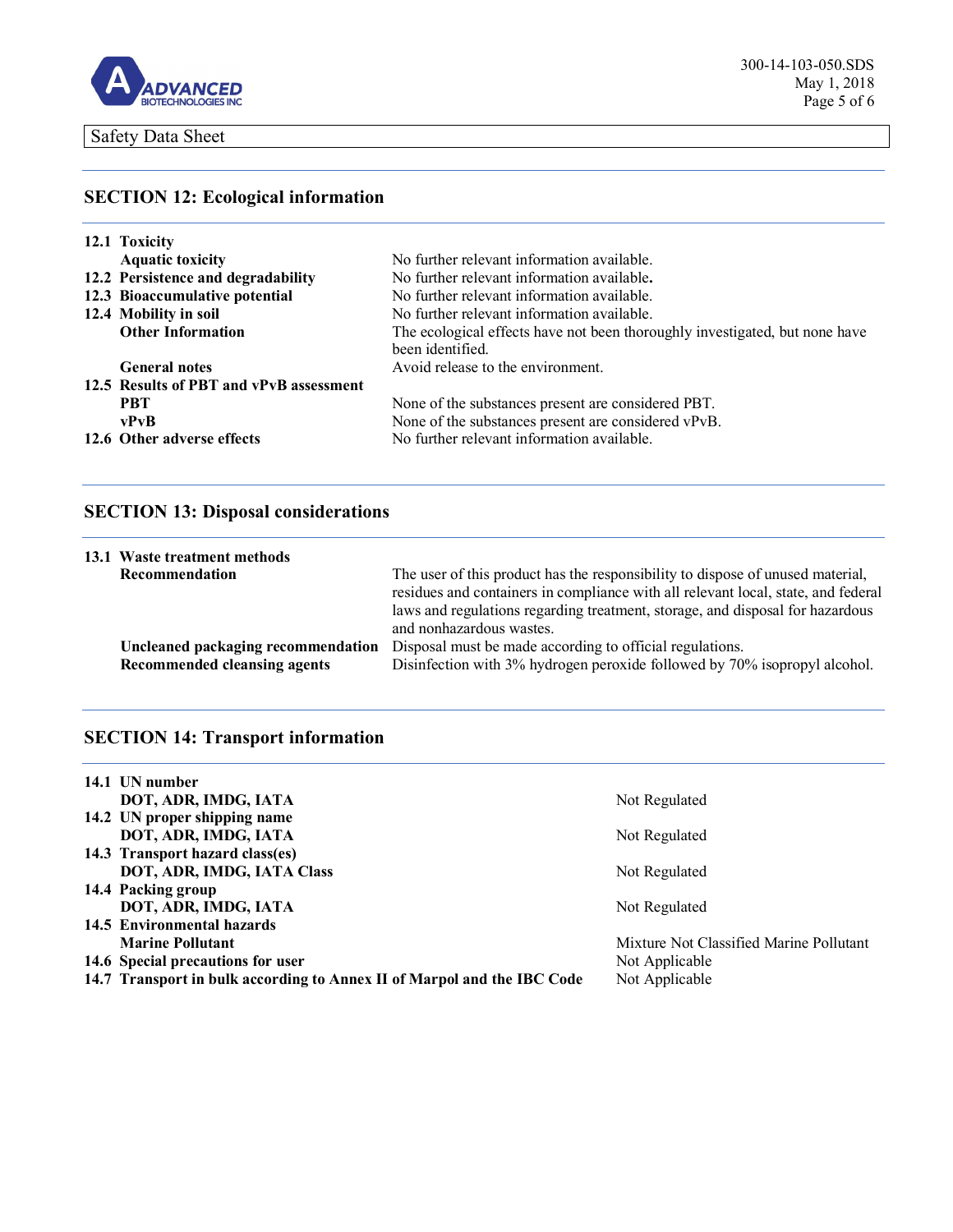Safety Data Sheet

## SECTION 12: Ecological information

| | |
|---|---|
| **12.1 Toxicity** | |
| **Aquatic toxicity** | No further relevant information available. |
| **12.2 Persistence and degradability** | No further relevant information available. |
| **12.3 Bioaccumulative potential** | No further relevant information available. |
| **12.4 Mobility in soil** | No further relevant information available. |
| **Other Information** | The ecological effects have not been thoroughly investigated, but none have been identified. |
| **General notes** | Avoid release to the environment. |
| **12.5 Results of PBT and vPvB assessment** | |
| **PBT** | None of the substances present are considered PBT. |
| **vPvB** | None of the substances present are considered vPvB. |
| **12.6 Other adverse effects** | No further relevant information available. |

## SECTION 13: Disposal considerations

| | |
|---|---|
| **13.1 Waste treatment methods** | |
| **Recommendation** | The user of this product has the responsibility to dispose of unused material, residues and containers in compliance with all relevant local, state, and federal laws and regulations regarding treatment, storage, and disposal for hazardous and nonhazardous wastes. |
| **Uncleaned packaging recommendation** | Disposal must be made according to official regulations. |
| **Recommended cleansing agents** | Disinfection with 3% hydrogen peroxide followed by 70% isopropyl alcohol. |

## SECTION 14: Transport information

| | |
|---|---|
| **14.1 UN number** | |
| **DOT, ADR, IMDG, IATA** | Not Regulated |
| **14.2 UN proper shipping name** | |
| **DOT, ADR, IMDG, IATA** | Not Regulated |
| **14.3 Transport hazard class(es)** | |
| **DOT, ADR, IMDG, IATA Class** | Not Regulated |
| **14.4 Packing group** | |
| **DOT, ADR, IMDG, IATA** | Not Regulated |
| **14.5 Environmental hazards** | |
| **Marine Pollutant** | Mixture Not Classified Marine Pollutant |
| **14.6 Special precautions for user** | Not Applicable |
| **14.7 Transport in bulk according to Annex II of Marpol and the IBC Code** | Not Applicable |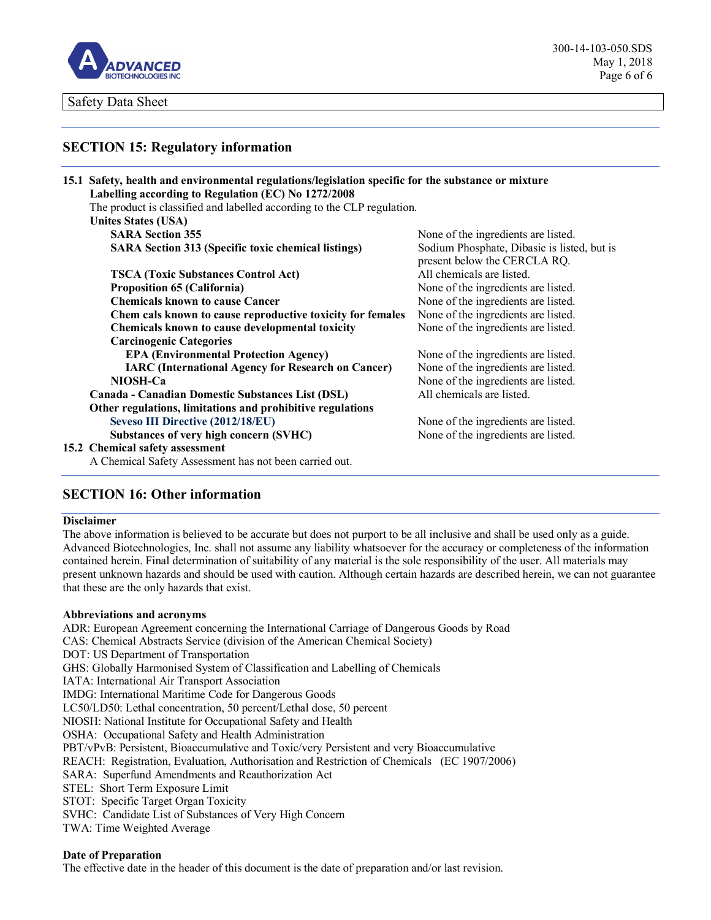Safety Data Sheet

## SECTION 15: Regulatory information

**15.1 Safety, health and environmental regulations/legislation specific for the substance or mixture**

**Labelling according to Regulation (EC) No 1272/2008**

The product is classified and labelled according to the CLP regulation.

**Unites States (USA)**

| | |
|---|---|
| **SARA Section 355** | None of the ingredients are listed. |
| **SARA Section 313 (Specific toxic chemical listings)** | Sodium Phosphate, Dibasic is listed, but is present below the CERCLA RQ. |
| **TSCA (Toxic Substances Control Act)** | All chemicals are listed. |
| **Proposition 65 (California)** | None of the ingredients are listed. |
| **Chemicals known to cause Cancer** | None of the ingredients are listed. |
| **Chem cals known to cause reproductive toxicity for females** | None of the ingredients are listed. |
| **Chemicals known to cause developmental toxicity** | None of the ingredients are listed. |
| **Carcinogenic Categories** | |
| **EPA (Environmental Protection Agency)** | None of the ingredients are listed. |
| **IARC (International Agency for Research on Cancer)** | None of the ingredients are listed. |
| **NIOSH-Ca** | None of the ingredients are listed. |
| **Canada - Canadian Domestic Substances List (DSL)** | All chemicals are listed. |
| **Other regulations, limitations and prohibitive regulations** | |
| **Seveso III Directive (2012/18/EU)** | None of the ingredients are listed. |
| **Substances of very high concern (SVHC)** | None of the ingredients are listed. |

**15.2 Chemical safety assessment**

A Chemical Safety Assessment has not been carried out.

## SECTION 16: Other information

**Disclaimer**

The above information is believed to be accurate but does not purport to be all inclusive and shall be used only as a guide. Advanced Biotechnologies, Inc. shall not assume any liability whatsoever for the accuracy or completeness of the information contained herein. Final determination of suitability of any material is the sole responsibility of the user. All materials may present unknown hazards and should be used with caution. Although certain hazards are described herein, we can not guarantee that these are the only hazards that exist.

**Abbreviations and acronyms**

ADR: European Agreement concerning the International Carriage of Dangerous Goods by Road
CAS: Chemical Abstracts Service (division of the American Chemical Society)
DOT: US Department of Transportation
GHS: Globally Harmonised System of Classification and Labelling of Chemicals
IATA: International Air Transport Association
IMDG: International Maritime Code for Dangerous Goods
LC50/LD50: Lethal concentration, 50 percent/Lethal dose, 50 percent
NIOSH: National Institute for Occupational Safety and Health
OSHA: Occupational Safety and Health Administration
PBT/vPvB: Persistent, Bioaccumulative and Toxic/very Persistent and very Bioaccumulative
REACH: Registration, Evaluation, Authorisation and Restriction of Chemicals (EC 1907/2006)
SARA: Superfund Amendments and Reauthorization Act
STEL: Short Term Exposure Limit
STOT: Specific Target Organ Toxicity
SVHC: Candidate List of Substances of Very High Concern
TWA: Time Weighted Average

**Date of Preparation**

The effective date in the header of this document is the date of preparation and/or last revision.